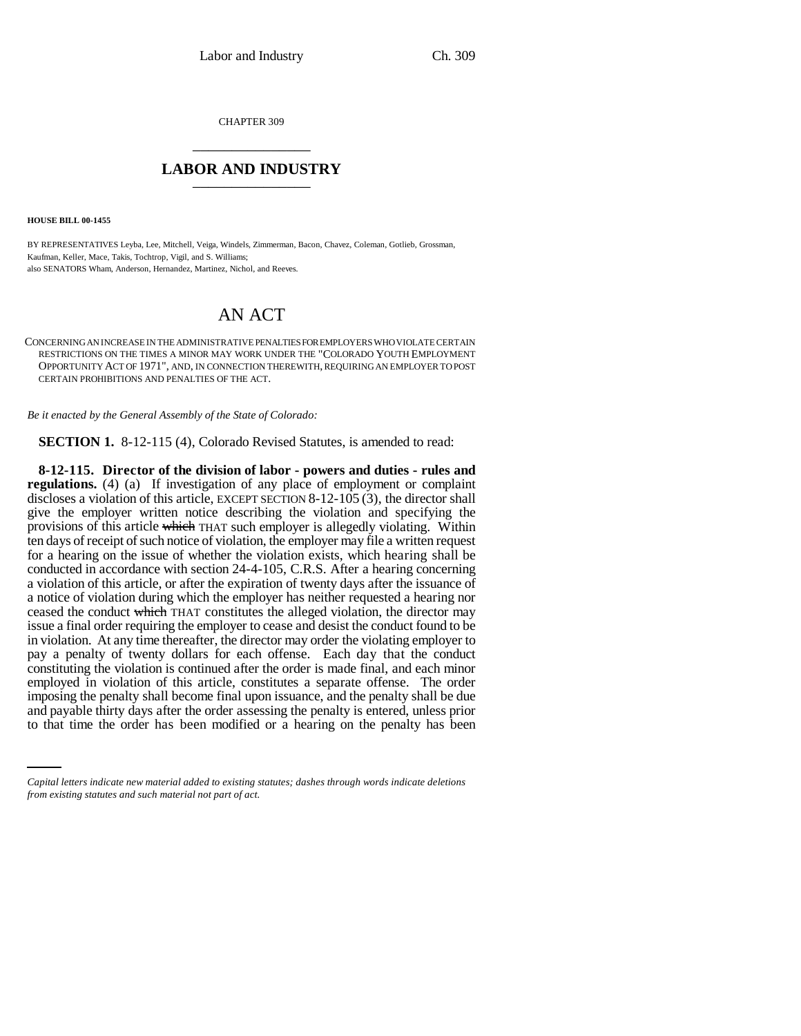CHAPTER 309

# LABOR AND INDUSTRY

**HOUSE BILL 00-1455**

BY REPRESENTATIVES Leyba, Lee, Mitchell, Veiga, Windels, Zimmerman, Bacon, Chavez, Coleman, Gotlieb, Grossman, Kaufman, Keller, Mace, Takis, Tochtrop, Vigil, and S. Williams;
also SENATORS Wham, Anderson, Hernandez, Martinez, Nichol, and Reeves.

## AN ACT

CONCERNING AN INCREASE IN THE ADMINISTRATIVE PENALTIES FOR EMPLOYERS WHO VIOLATE CERTAIN RESTRICTIONS ON THE TIMES A MINOR MAY WORK UNDER THE "COLORADO YOUTH EMPLOYMENT OPPORTUNITY ACT OF 1971", AND, IN CONNECTION THEREWITH, REQUIRING AN EMPLOYER TO POST CERTAIN PROHIBITIONS AND PENALTIES OF THE ACT.

*Be it enacted by the General Assembly of the State of Colorado:*

**SECTION 1.** 8-12-115 (4), Colorado Revised Statutes, is amended to read:

**8-12-115. Director of the division of labor - powers and duties - rules and regulations.** (4) (a) If investigation of any place of employment or complaint discloses a violation of this article, EXCEPT SECTION 8-12-105 (3), the director shall give the employer written notice describing the violation and specifying the provisions of this article ~~which~~ THAT such employer is allegedly violating. Within ten days of receipt of such notice of violation, the employer may file a written request for a hearing on the issue of whether the violation exists, which hearing shall be conducted in accordance with section 24-4-105, C.R.S. After a hearing concerning a violation of this article, or after the expiration of twenty days after the issuance of a notice of violation during which the employer has neither requested a hearing nor ceased the conduct ~~which~~ THAT constitutes the alleged violation, the director may issue a final order requiring the employer to cease and desist the conduct found to be in violation. At any time thereafter, the director may order the violating employer to pay a penalty of twenty dollars for each offense. Each day that the conduct constituting the violation is continued after the order is made final, and each minor employed in violation of this article, constitutes a separate offense. The order imposing the penalty shall become final upon issuance, and the penalty shall be due and payable thirty days after the order assessing the penalty is entered, unless prior to that time the order has been modified or a hearing on the penalty has been

*Capital letters indicate new material added to existing statutes; dashes through words indicate deletions from existing statutes and such material not part of act.*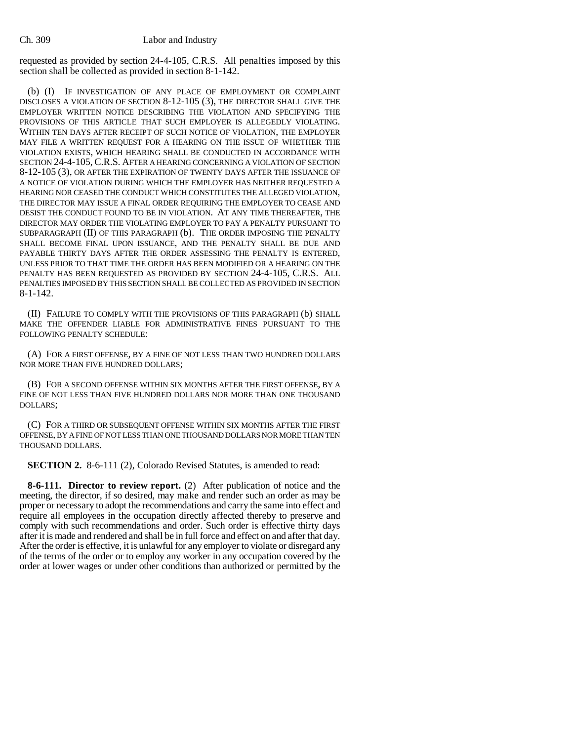requested as provided by section 24-4-105, C.R.S. All penalties imposed by this section shall be collected as provided in section 8-1-142.

(b) (I) IF INVESTIGATION OF ANY PLACE OF EMPLOYMENT OR COMPLAINT DISCLOSES A VIOLATION OF SECTION 8-12-105 (3), THE DIRECTOR SHALL GIVE THE EMPLOYER WRITTEN NOTICE DESCRIBING THE VIOLATION AND SPECIFYING THE PROVISIONS OF THIS ARTICLE THAT SUCH EMPLOYER IS ALLEGEDLY VIOLATING. WITHIN TEN DAYS AFTER RECEIPT OF SUCH NOTICE OF VIOLATION, THE EMPLOYER MAY FILE A WRITTEN REQUEST FOR A HEARING ON THE ISSUE OF WHETHER THE VIOLATION EXISTS, WHICH HEARING SHALL BE CONDUCTED IN ACCORDANCE WITH SECTION 24-4-105, C.R.S. AFTER A HEARING CONCERNING A VIOLATION OF SECTION 8-12-105 (3), OR AFTER THE EXPIRATION OF TWENTY DAYS AFTER THE ISSUANCE OF A NOTICE OF VIOLATION DURING WHICH THE EMPLOYER HAS NEITHER REQUESTED A HEARING NOR CEASED THE CONDUCT WHICH CONSTITUTES THE ALLEGED VIOLATION, THE DIRECTOR MAY ISSUE A FINAL ORDER REQUIRING THE EMPLOYER TO CEASE AND DESIST THE CONDUCT FOUND TO BE IN VIOLATION. AT ANY TIME THEREAFTER, THE DIRECTOR MAY ORDER THE VIOLATING EMPLOYER TO PAY A PENALTY PURSUANT TO SUBPARAGRAPH (II) OF THIS PARAGRAPH (b). THE ORDER IMPOSING THE PENALTY SHALL BECOME FINAL UPON ISSUANCE, AND THE PENALTY SHALL BE DUE AND PAYABLE THIRTY DAYS AFTER THE ORDER ASSESSING THE PENALTY IS ENTERED, UNLESS PRIOR TO THAT TIME THE ORDER HAS BEEN MODIFIED OR A HEARING ON THE PENALTY HAS BEEN REQUESTED AS PROVIDED BY SECTION 24-4-105, C.R.S. ALL PENALTIES IMPOSED BY THIS SECTION SHALL BE COLLECTED AS PROVIDED IN SECTION 8-1-142.

(II) FAILURE TO COMPLY WITH THE PROVISIONS OF THIS PARAGRAPH (b) SHALL MAKE THE OFFENDER LIABLE FOR ADMINISTRATIVE FINES PURSUANT TO THE FOLLOWING PENALTY SCHEDULE:

(A) FOR A FIRST OFFENSE, BY A FINE OF NOT LESS THAN TWO HUNDRED DOLLARS NOR MORE THAN FIVE HUNDRED DOLLARS;

(B) FOR A SECOND OFFENSE WITHIN SIX MONTHS AFTER THE FIRST OFFENSE, BY A FINE OF NOT LESS THAN FIVE HUNDRED DOLLARS NOR MORE THAN ONE THOUSAND DOLLARS;

(C) FOR A THIRD OR SUBSEQUENT OFFENSE WITHIN SIX MONTHS AFTER THE FIRST OFFENSE, BY A FINE OF NOT LESS THAN ONE THOUSAND DOLLARS NOR MORE THAN TEN THOUSAND DOLLARS.

**SECTION 2.** 8-6-111 (2), Colorado Revised Statutes, is amended to read:

**8-6-111. Director to review report.** (2) After publication of notice and the meeting, the director, if so desired, may make and render such an order as may be proper or necessary to adopt the recommendations and carry the same into effect and require all employees in the occupation directly affected thereby to preserve and comply with such recommendations and order. Such order is effective thirty days after it is made and rendered and shall be in full force and effect on and after that day. After the order is effective, it is unlawful for any employer to violate or disregard any of the terms of the order or to employ any worker in any occupation covered by the order at lower wages or under other conditions than authorized or permitted by the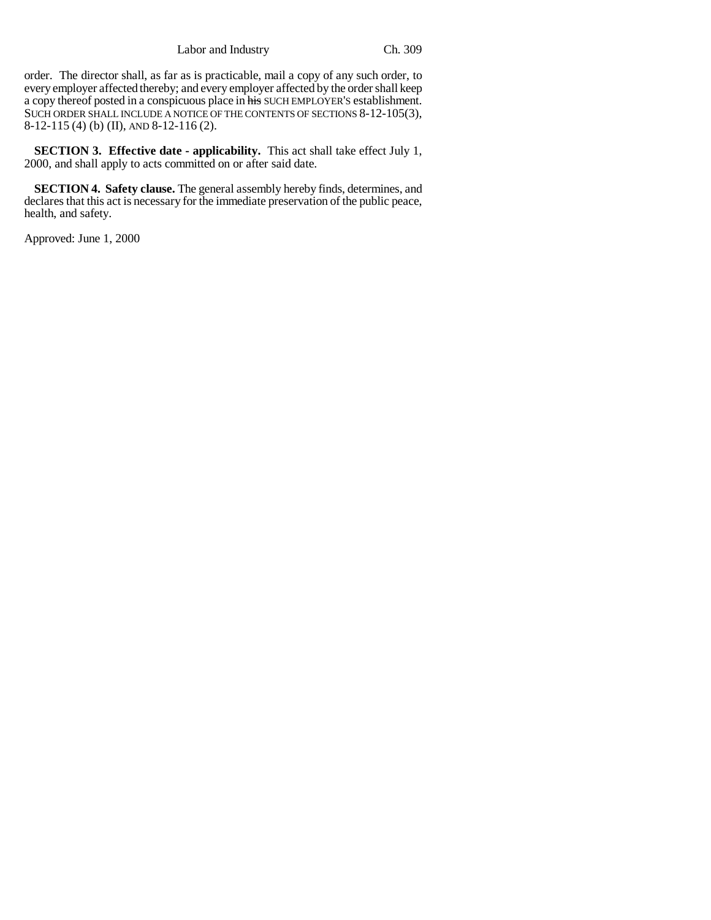order. The director shall, as far as is practicable, mail a copy of any such order, to every employer affected thereby; and every employer affected by the order shall keep a copy thereof posted in a conspicuous place in ~~his~~ SUCH EMPLOYER'S establishment. SUCH ORDER SHALL INCLUDE A NOTICE OF THE CONTENTS OF SECTIONS 8-12-105(3), 8-12-115 (4) (b) (II), AND 8-12-116 (2).

**SECTION 3. Effective date - applicability.** This act shall take effect July 1, 2000, and shall apply to acts committed on or after said date.

**SECTION 4. Safety clause.** The general assembly hereby finds, determines, and declares that this act is necessary for the immediate preservation of the public peace, health, and safety.

Approved: June 1, 2000